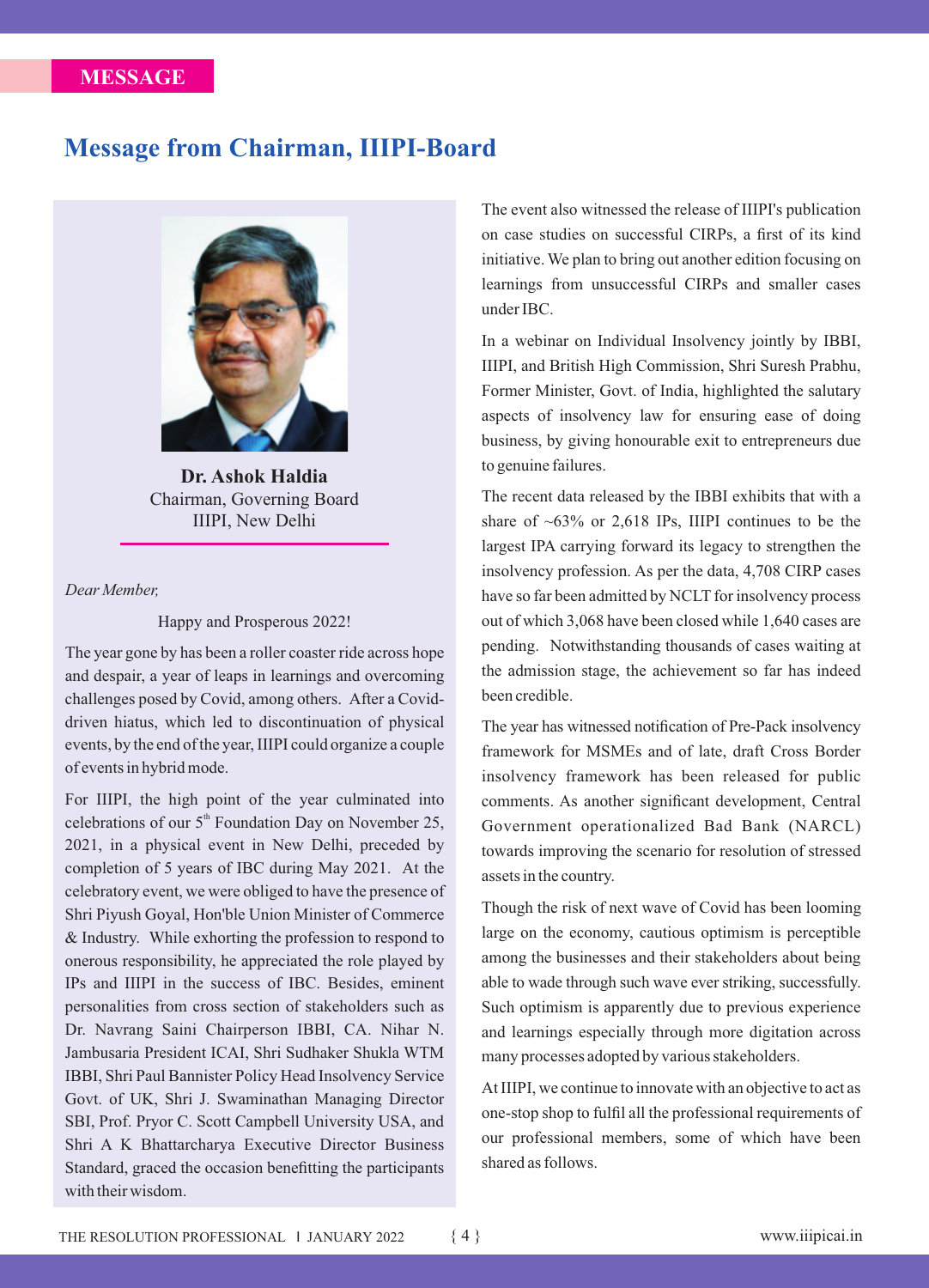MESSAGE

# Message from Chairman, IIIPI-Board

**Dr. Ashok Haldia**
Chairman, Governing Board
IIIPI, New Delhi

*Dear Member,*

Happy and Prosperous 2022!

The year gone by has been a roller coaster ride across hope and despair, a year of leaps in learnings and overcoming challenges posed by Covid, among others. After a Covid-driven hiatus, which led to discontinuation of physical events, by the end of the year, IIIPI could organize a couple of events in hybrid mode.

For IIIPI, the high point of the year culminated into celebrations of our 5th Foundation Day on November 25, 2021, in a physical event in New Delhi, preceded by completion of 5 years of IBC during May 2021. At the celebratory event, we were obliged to have the presence of Shri Piyush Goyal, Hon'ble Union Minister of Commerce & Industry. While exhorting the profession to respond to onerous responsibility, he appreciated the role played by IPs and IIIPI in the success of IBC. Besides, eminent personalities from cross section of stakeholders such as Dr. Navrang Saini Chairperson IBBI, CA. Nihar N. Jambusaria President ICAI, Shri Sudhaker Shukla WTM IBBI, Shri Paul Bannister Policy Head Insolvency Service Govt. of UK, Shri J. Swaminathan Managing Director SBI, Prof. Pryor C. Scott Campbell University USA, and Shri A K Bhattarcharya Executive Director Business Standard, graced the occasion benefitting the participants with their wisdom.

The event also witnessed the release of IIIPI's publication on case studies on successful CIRPs, a first of its kind initiative. We plan to bring out another edition focusing on learnings from unsuccessful CIRPs and smaller cases under IBC.

In a webinar on Individual Insolvency jointly by IBBI, IIIPI, and British High Commission, Shri Suresh Prabhu, Former Minister, Govt. of India, highlighted the salutary aspects of insolvency law for ensuring ease of doing business, by giving honourable exit to entrepreneurs due to genuine failures.

The recent data released by the IBBI exhibits that with a share of ~63% or 2,618 IPs, IIIPI continues to be the largest IPA carrying forward its legacy to strengthen the insolvency profession. As per the data, 4,708 CIRP cases have so far been admitted by NCLT for insolvency process out of which 3,068 have been closed while 1,640 cases are pending. Notwithstanding thousands of cases waiting at the admission stage, the achievement so far has indeed been credible.

The year has witnessed notification of Pre-Pack insolvency framework for MSMEs and of late, draft Cross Border insolvency framework has been released for public comments. As another significant development, Central Government operationalized Bad Bank (NARCL) towards improving the scenario for resolution of stressed assets in the country.

Though the risk of next wave of Covid has been looming large on the economy, cautious optimism is perceptible among the businesses and their stakeholders about being able to wade through such wave ever striking, successfully. Such optimism is apparently due to previous experience and learnings especially through more digitation across many processes adopted by various stakeholders.

At IIIPI, we continue to innovate with an objective to act as one-stop shop to fulfil all the professional requirements of our professional members, some of which have been shared as follows.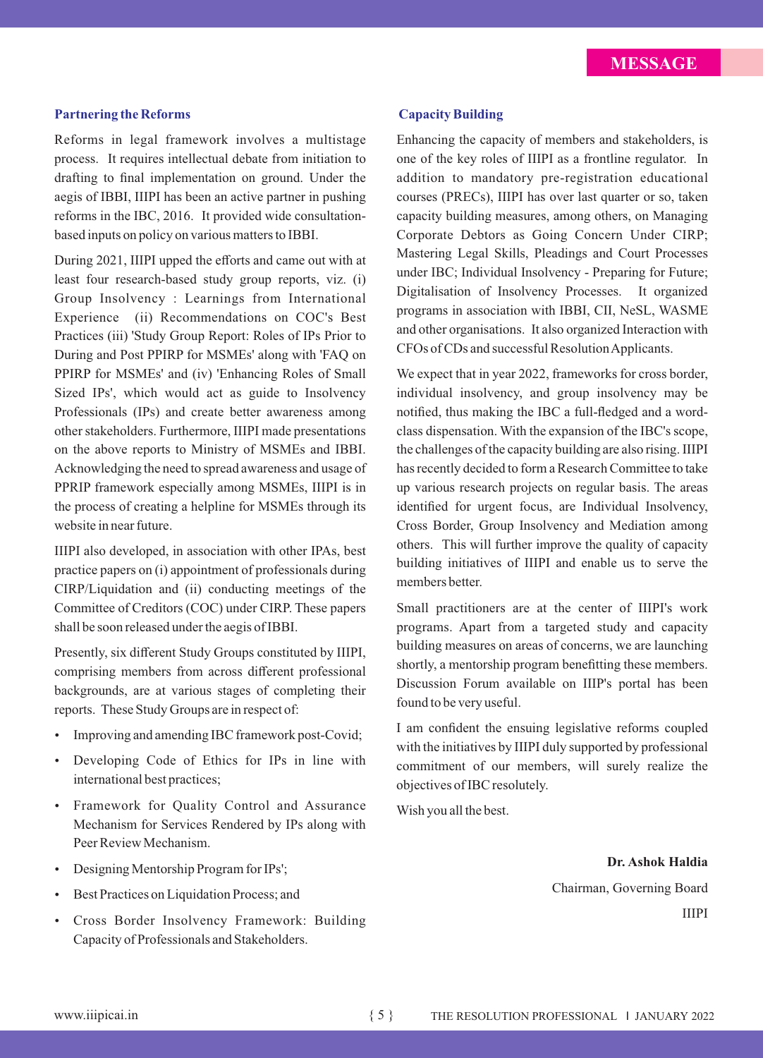## Partnering the Reforms

Reforms in legal framework involves a multistage process. It requires intellectual debate from initiation to drafting to final implementation on ground. Under the aegis of IBBI, IIIPI has been an active partner in pushing reforms in the IBC, 2016. It provided wide consultation-based inputs on policy on various matters to IBBI.

During 2021, IIIPI upped the efforts and came out with at least four research-based study group reports, viz. (i) Group Insolvency : Learnings from International Experience (ii) Recommendations on COC's Best Practices (iii) 'Study Group Report: Roles of IPs Prior to During and Post PPIRP for MSMEs' along with 'FAQ on PPIRP for MSMEs' and (iv) 'Enhancing Roles of Small Sized IPs', which would act as guide to Insolvency Professionals (IPs) and create better awareness among other stakeholders. Furthermore, IIIPI made presentations on the above reports to Ministry of MSMEs and IBBI. Acknowledging the need to spread awareness and usage of PPRIP framework especially among MSMEs, IIIPI is in the process of creating a helpline for MSMEs through its website in near future.

IIIPI also developed, in association with other IPAs, best practice papers on (i) appointment of professionals during CIRP/Liquidation and (ii) conducting meetings of the Committee of Creditors (COC) under CIRP. These papers shall be soon released under the aegis of IBBI.

Presently, six different Study Groups constituted by IIIPI, comprising members from across different professional backgrounds, are at various stages of completing their reports. These Study Groups are in respect of:

- Improving and amending IBC framework post-Covid;
- Developing Code of Ethics for IPs in line with international best practices;
- Framework for Quality Control and Assurance Mechanism for Services Rendered by IPs along with Peer Review Mechanism.
- Designing Mentorship Program for IPs';
- Best Practices on Liquidation Process; and
- Cross Border Insolvency Framework: Building Capacity of Professionals and Stakeholders.

## Capacity Building

Enhancing the capacity of members and stakeholders, is one of the key roles of IIIPI as a frontline regulator. In addition to mandatory pre-registration educational courses (PRECs), IIIPI has over last quarter or so, taken capacity building measures, among others, on Managing Corporate Debtors as Going Concern Under CIRP; Mastering Legal Skills, Pleadings and Court Processes under IBC; Individual Insolvency - Preparing for Future; Digitalisation of Insolvency Processes. It organized programs in association with IBBI, CII, NeSL, WASME and other organisations. It also organized Interaction with CFOs of CDs and successful Resolution Applicants.

We expect that in year 2022, frameworks for cross border, individual insolvency, and group insolvency may be notified, thus making the IBC a full-fledged and a word-class dispensation. With the expansion of the IBC's scope, the challenges of the capacity building are also rising. IIIPI has recently decided to form a Research Committee to take up various research projects on regular basis. The areas identified for urgent focus, are Individual Insolvency, Cross Border, Group Insolvency and Mediation among others. This will further improve the quality of capacity building initiatives of IIIPI and enable us to serve the members better.

Small practitioners are at the center of IIIPI's work programs. Apart from a targeted study and capacity building measures on areas of concerns, we are launching shortly, a mentorship program benefitting these members. Discussion Forum available on IIIP's portal has been found to be very useful.

I am confident the ensuing legislative reforms coupled with the initiatives by IIIPI duly supported by professional commitment of our members, will surely realize the objectives of IBC resolutely.

Wish you all the best.

**Dr. Ashok Haldia**

Chairman, Governing Board

IIIPI